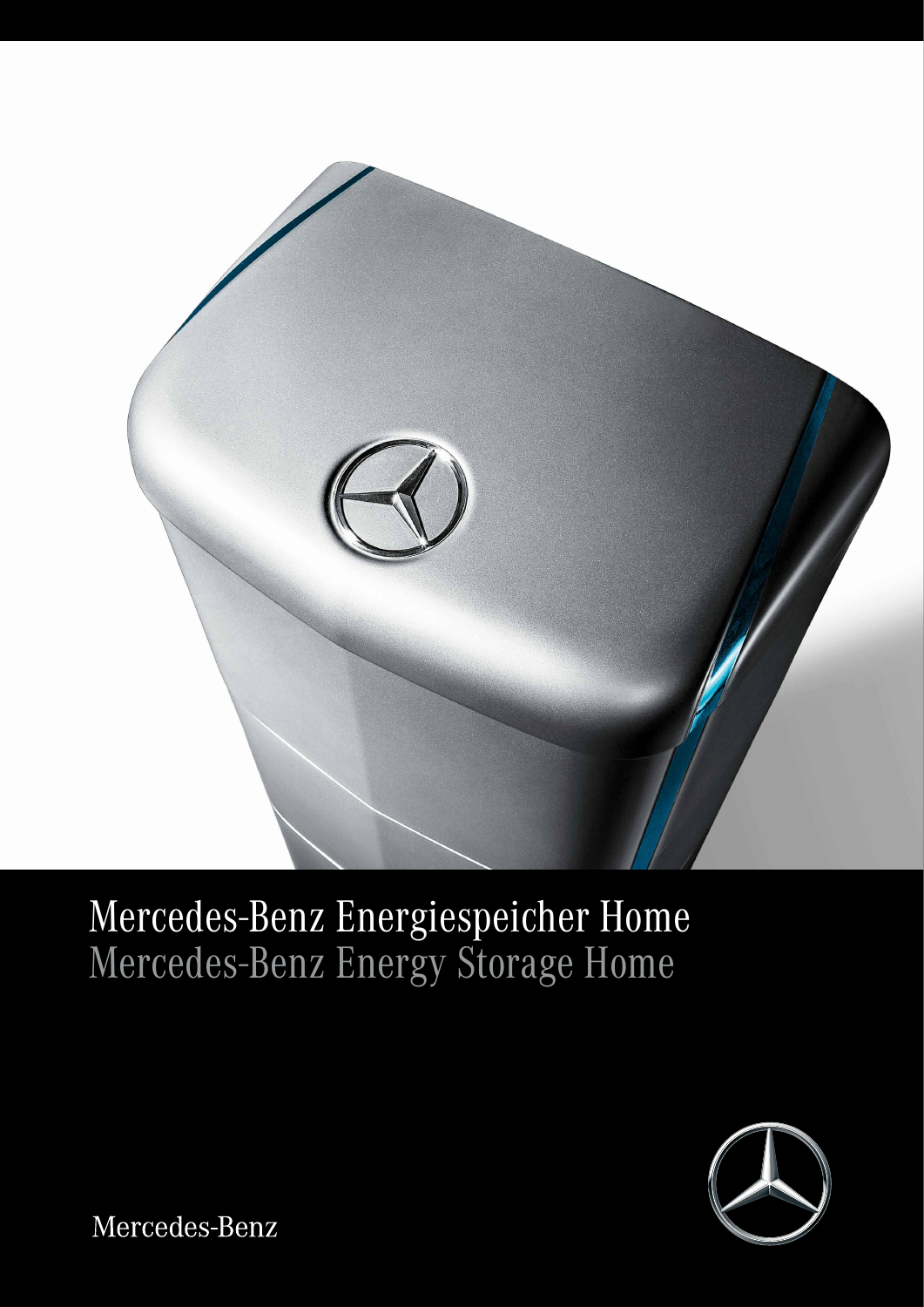# Mercedes-Benz Energiespeicher Home

## Mercedes-Benz Energy Storage Home

Mercedes-Benz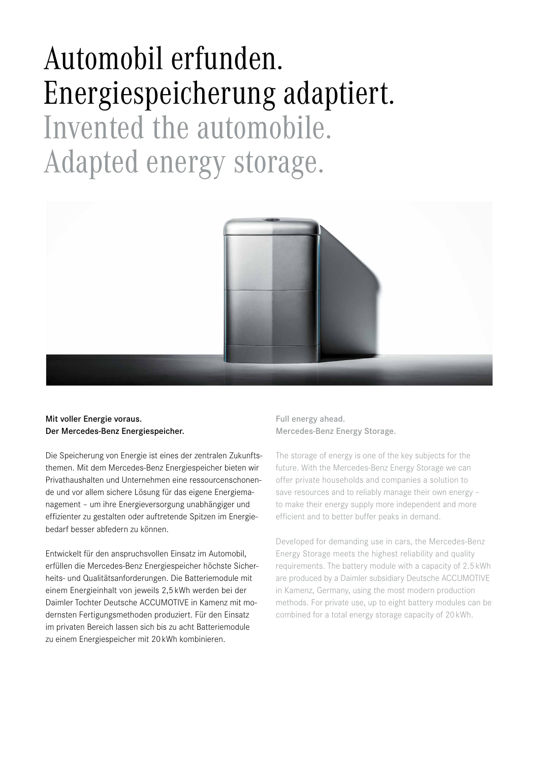# Automobil erfunden. Energiespeicherung adaptiert.

# Invented the automobile. Adapted energy storage.

**Mit voller Energie voraus.**
**Der Mercedes-Benz Energiespeicher.**

Die Speicherung von Energie ist eines der zentralen Zukunftsthemen. Mit dem Mercedes-Benz Energiespeicher bieten wir Privathaushalten und Unternehmen eine ressourcenschonende und vor allem sichere Lösung für das eigene Energiemanagement – um ihre Energieversorgung unabhängiger und effizienter zu gestalten oder auftretende Spitzen im Energiebedarf besser abfedern zu können.

Entwickelt für den anspruchsvollen Einsatz im Automobil, erfüllen die Mercedes-Benz Energiespeicher höchste Sicherheits- und Qualitätsanforderungen. Die Batteriemodule mit einem Energieinhalt von jeweils 2,5 kWh werden bei der Daimler Tochter Deutsche ACCUMOTIVE in Kamenz mit modernsten Fertigungsmethoden produziert. Für den Einsatz im privaten Bereich lassen sich bis zu acht Batteriemodule zu einem Energiespeicher mit 20 kWh kombinieren.

**Full energy ahead.**
**Mercedes-Benz Energy Storage.**

The storage of energy is one of the key subjects for the future. With the Mercedes-Benz Energy Storage we can offer private households and companies a solution to save resources and to reliably manage their own energy – to make their energy supply more independent and more efficient and to better buffer peaks in demand.

Developed for demanding use in cars, the Mercedes-Benz Energy Storage meets the highest reliability and quality requirements. The battery module with a capacity of 2.5 kWh are produced by a Daimler subsidiary Deutsche ACCUMOTIVE in Kamenz, Germany, using the most modern production methods. For private use, up to eight battery modules can be combined for a total energy storage capacity of 20 kWh.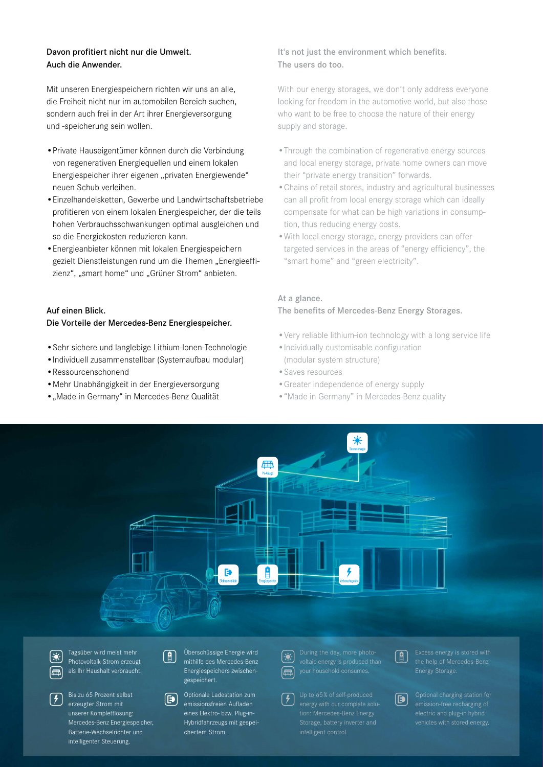**Davon profitiert nicht nur die Umwelt.**
**Auch die Anwender.**

Mit unseren Energiespeichern richten wir uns an alle, die Freiheit nicht nur im automobilen Bereich suchen, sondern auch frei in der Art ihrer Energieversorgung und -speicherung sein wollen.

- Private Hauseigentümer können durch die Verbindung von regenerativen Energiequellen und einem lokalen Energiespeicher ihrer eigenen „privaten Energiewende" neuen Schub verleihen.
- Einzelhandelsketten, Gewerbe und Landwirtschaftsbetriebe profitieren von einem lokalen Energiespeicher, der die teils hohen Verbrauchsschwankungen optimal ausgleichen und so die Energiekosten reduzieren kann.
- Energieanbieter können mit lokalen Energiespeichern gezielt Dienstleistungen rund um die Themen „Energieeffizienz", „smart home" und „Grüner Strom" anbieten.

**Auf einen Blick.**
**Die Vorteile der Mercedes-Benz Energiespeicher.**

- Sehr sichere und langlebige Lithium-Ionen-Technologie
- Individuell zusammenstellbar (Systemaufbau modular)
- Ressourcenschonend
- Mehr Unabhängigkeit in der Energieversorgung
- „Made in Germany" in Mercedes-Benz Qualität

**It's not just the environment which benefits.**
**The users do too.**

With our energy storages, we don't only address everyone looking for freedom in the automotive world, but also those who want to be free to choose the nature of their energy supply and storage.

- Through the combination of regenerative energy sources and local energy storage, private home owners can move their "private energy transition" forwards.
- Chains of retail stores, industry and agricultural businesses can all profit from local energy storage which can ideally compensate for what can be high variations in consumption, thus reducing energy costs.
- With local energy storage, energy providers can offer targeted services in the areas of "energy efficiency", the "smart home" and "green electricity".

**At a glance.**
**The benefits of Mercedes-Benz Energy Storages.**

- Very reliable lithium-ion technology with a long service life
- Individually customisable configuration (modular system structure)
- Saves resources
- Greater independence of energy supply
- "Made in Germany" in Mercedes-Benz quality

Sonnenenergie

PV-Anlage

Elektromobilität

Energiespeicher

Verbrauchsgeräte

Tagsüber wird meist mehr Photovoltaik-Strom erzeugt als Ihr Haushalt verbraucht.

Überschüssige Energie wird mithilfe des Mercedes-Benz Energiespeichers zwischengespeichert.

Bis zu 65 Prozent selbst erzeugter Strom mit unserer Komplettlösung: Mercedes-Benz Energiespeicher, Batterie-Wechselrichter und intelligenter Steuerung.

Optionale Ladestation zum emissionsfreien Aufladen eines Elektro- bzw. Plug-in-Hybridfahrzeugs mit gespeichertem Strom.

During the day, more photovoltaic energy is produced than your household consumes.

Excess energy is stored with the help of Mercedes-Benz Energy Storage.

Up to 65% of self-produced energy with our complete solution: Mercedes-Benz Energy Storage, battery inverter and intelligent control.

Optional charging station for emission-free recharging of electric and plug-in hybrid vehicles with stored energy.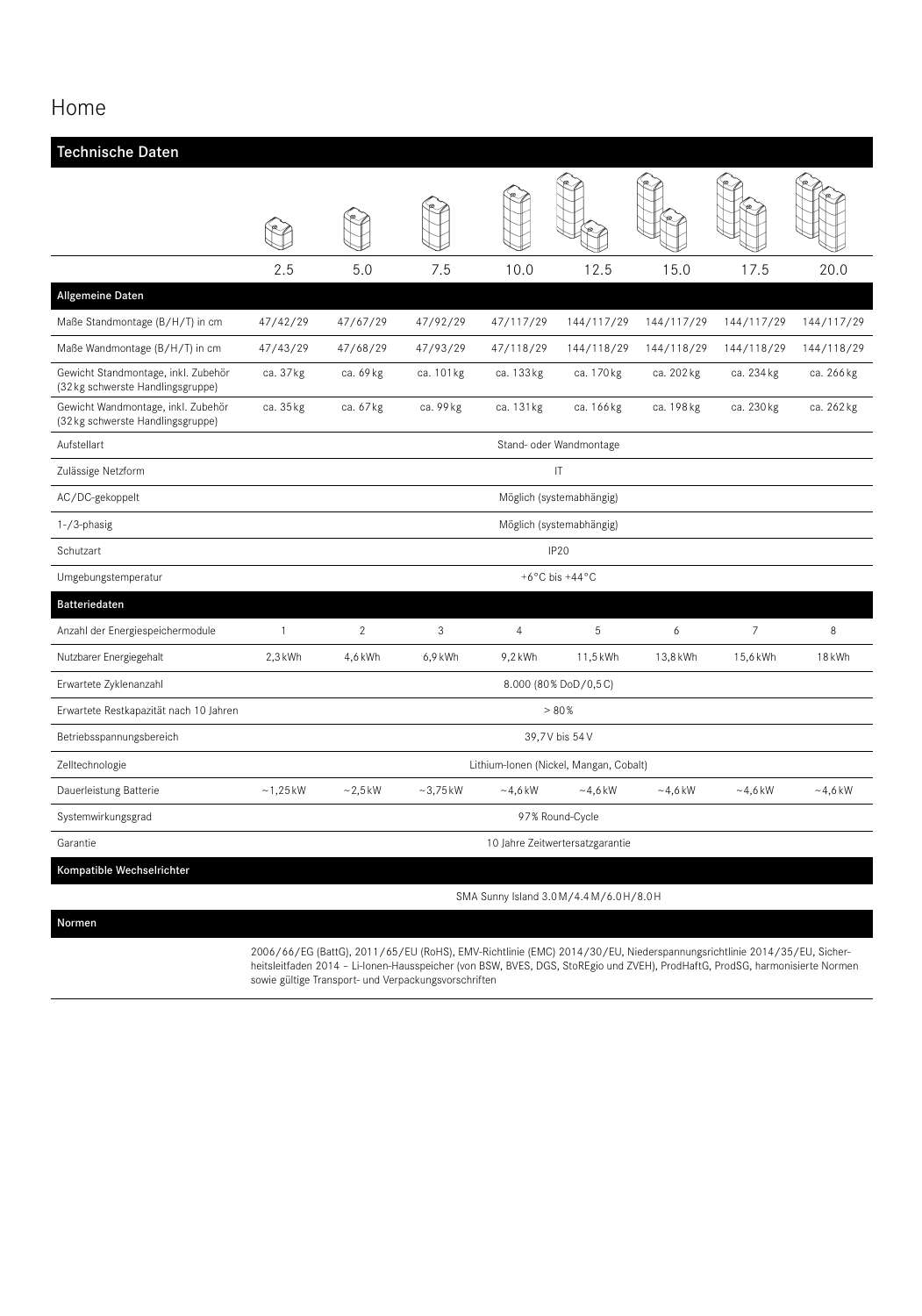# Home

## Technische Daten

| | 2.5 | 5.0 | 7.5 | 10.0 | 12.5 | 15.0 | 17.5 | 20.0 |
|---|---|---|---|---|---|---|---|---|
| **Allgemeine Daten** | | | | | | | | |
| Maße Standmontage (B/H/T) in cm | 47/42/29 | 47/67/29 | 47/92/29 | 47/117/29 | 144/117/29 | 144/117/29 | 144/117/29 | 144/117/29 |
| Maße Wandmontage (B/H/T) in cm | 47/43/29 | 47/68/29 | 47/93/29 | 47/118/29 | 144/118/29 | 144/118/29 | 144/118/29 | 144/118/29 |
| Gewicht Standmontage, inkl. Zubehör (32 kg schwerste Handlingsgruppe) | ca. 37 kg | ca. 69 kg | ca. 101 kg | ca. 133 kg | ca. 170 kg | ca. 202 kg | ca. 234 kg | ca. 266 kg |
| Gewicht Wandmontage, inkl. Zubehör (32 kg schwerste Handlingsgruppe) | ca. 35 kg | ca. 67 kg | ca. 99 kg | ca. 131 kg | ca. 166 kg | ca. 198 kg | ca. 230 kg | ca. 262 kg |
| Aufstellart | Stand- oder Wandmontage | | | | | | | |
| Zulässige Netzform | IT | | | | | | | |
| AC/DC-gekoppelt | Möglich (systemabhängig) | | | | | | | |
| 1-/3-phasig | Möglich (systemabhängig) | | | | | | | |
| Schutzart | IP20 | | | | | | | |
| Umgebungstemperatur | +6 °C bis +44 °C | | | | | | | |
| **Batteriedaten** | | | | | | | | |
| Anzahl der Energiespeichermodule | 1 | 2 | 3 | 4 | 5 | 6 | 7 | 8 |
| Nutzbarer Energiegehalt | 2,3 kWh | 4,6 kWh | 6,9 kWh | 9,2 kWh | 11,5 kWh | 13,8 kWh | 15,6 kWh | 18 kWh |
| Erwartete Zyklenanzahl | 8.000 (80 % DoD/0,5 C) | | | | | | | |
| Erwartete Restkapazität nach 10 Jahren | > 80 % | | | | | | | |
| Betriebsspannungsbereich | 39,7 V bis 54 V | | | | | | | |
| Zelltechnologie | Lithium-Ionen (Nickel, Mangan, Cobalt) | | | | | | | |
| Dauerleistung Batterie | ~1,25 kW | ~2,5 kW | ~3,75 kW | ~4,6 kW | ~4,6 kW | ~4,6 kW | ~4,6 kW | ~4,6 kW |
| Systemwirkungsgrad | 97 % Round-Cycle | | | | | | | |
| Garantie | 10 Jahre Zeitwertersatzgarantie | | | | | | | |

### Kompatible Wechselrichter

SMA Sunny Island 3.0 M/4.4 M/6.0 H/8.0 H

### Normen

2006/66/EG (BattG), 2011/65/EU (RoHS), EMV-Richtlinie (EMC) 2014/30/EU, Niederspannungsrichtlinie 2014/35/EU, Sicherheitsleitfaden 2014 – Li-Ionen-Hausspeicher (von BSW, BVES, DGS, StoREgio und ZVEH), ProdHaftG, ProdSG, harmonisierte Normen sowie gültige Transport- und Verpackungsvorschriften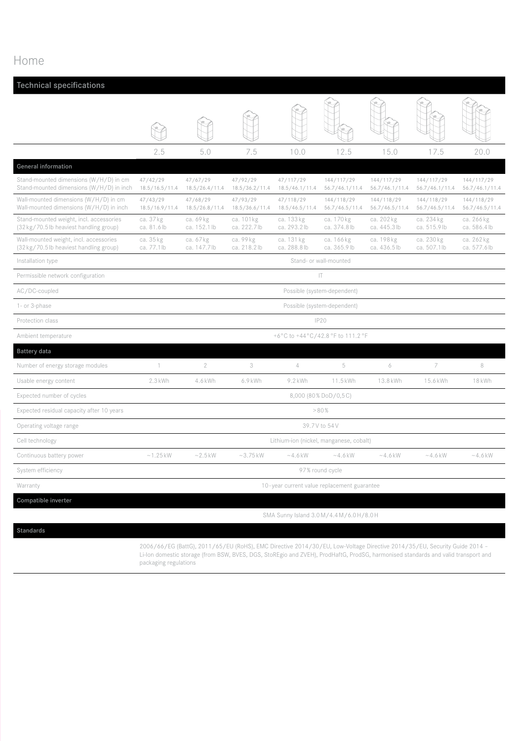# Home

## Technical specifications

| | 2.5 | 5.0 | 7.5 | 10.0 | 12.5 | 15.0 | 17.5 | 20.0 |
|---|---|---|---|---|---|---|---|---|
| **General information** | | | | | | | | |
| Stand-mounted dimensions (W/H/D) in cm<br>Stand-mounted dimensions (W/H/D) in inch | 47/42/29<br>18.5/16.5/11.4 | 47/67/29<br>18.5/26.4/11.4 | 47/92/29<br>18.5/36.2/11.4 | 47/117/29<br>18.5/46.1/11.4 | 144/117/29<br>56.7/46.1/11.4 | 144/117/29<br>56.7/46.1/11.4 | 144/117/29<br>56.7/46.1/11.4 | 144/117/29<br>56.7/46.1/11.4 |
| Wall-mounted dimensions (W/H/D) in cm<br>Wall-mounted dimensions (W/H/D) in inch | 47/43/29<br>18.5/16.9/11.4 | 47/68/29<br>18.5/26.8/11.4 | 47/93/29<br>18.5/36.6/11.4 | 47/118/29<br>18.5/46.5/11.4 | 144/118/29<br>56.7/46.5/11.4 | 144/118/29<br>56.7/46.5/11.4 | 144/118/29<br>56.7/46.5/11.4 | 144/118/29<br>56.7/46.5/11.4 |
| Stand-mounted weight, incl. accessories<br>(32 kg/70.5 lb heaviest handling group) | ca. 37 kg<br>ca. 81.6 lb | ca. 69 kg<br>ca. 152.1 lb | ca. 101 kg<br>ca. 222.7 lb | ca. 133 kg<br>ca. 293.2 lb | ca. 170 kg<br>ca. 374.8 lb | ca. 202 kg<br>ca. 445.3 lb | ca. 234 kg<br>ca. 515.9 lb | ca. 266 kg<br>ca. 586.4 lb |
| Wall-mounted weight, incl. accessories<br>(32 kg/70.5 lb heaviest handling group) | ca. 35 kg<br>ca. 77.1 lb | ca. 67 kg<br>ca. 147.7 lb | ca. 99 kg<br>ca. 218.2 lb | ca. 131 kg<br>ca. 288.8 lb | ca. 166 kg<br>ca. 365.9 lb | ca. 198 kg<br>ca. 436.5 lb | ca. 230 kg<br>ca. 507.1 lb | ca. 262 kg<br>ca. 577.6 lb |
| Installation type | Stand- or wall-mounted | | | | | | | |
| Permissible network configuration | IT | | | | | | | |
| AC/DC-coupled | Possible (system-dependent) | | | | | | | |
| 1- or 3-phase | Possible (system-dependent) | | | | | | | |
| Protection class | IP20 | | | | | | | |
| Ambient temperature | +6 °C to +44 °C/42.8 °F to 111.2 °F | | | | | | | |
| **Battery data** | | | | | | | | |
| Number of energy storage modules | 1 | 2 | 3 | 4 | 5 | 6 | 7 | 8 |
| Usable energy content | 2.3 kWh | 4.6 kWh | 6.9 kWh | 9.2 kWh | 11.5 kWh | 13.8 kWh | 15.6 kWh | 18 kWh |
| Expected number of cycles | 8,000 (80 % DoD/0,5 C) | | | | | | | |
| Expected residual capacity after 10 years | > 80 % | | | | | | | |
| Operating voltage range | 39.7 V to 54 V | | | | | | | |
| Cell technology | Lithium-ion (nickel, manganese, cobalt) | | | | | | | |
| Continuous battery power | ~1.25 kW | ~2.5 kW | ~3.75 kW | ~4.6 kW | ~4.6 kW | ~4.6 kW | ~4.6 kW | ~4.6 kW |
| System efficiency | 97 % round cycle | | | | | | | |
| Warranty | 10-year current value replacement guarantee | | | | | | | |

### Compatible inverter

SMA Sunny Island 3.0 M/4.4 M/6.0 H/8.0 H

### Standards

2006/66/EG (BattG), 2011/65/EU (RoHS), EMC Directive 2014/30/EU, Low-Voltage Directive 2014/35/EU, Security Guide 2014 – Li-Ion domestic storage (from BSW, BVES, DGS, StoREgio and ZVEH), ProdHaftG, ProdSG, harmonised standards and valid transport and packaging regulations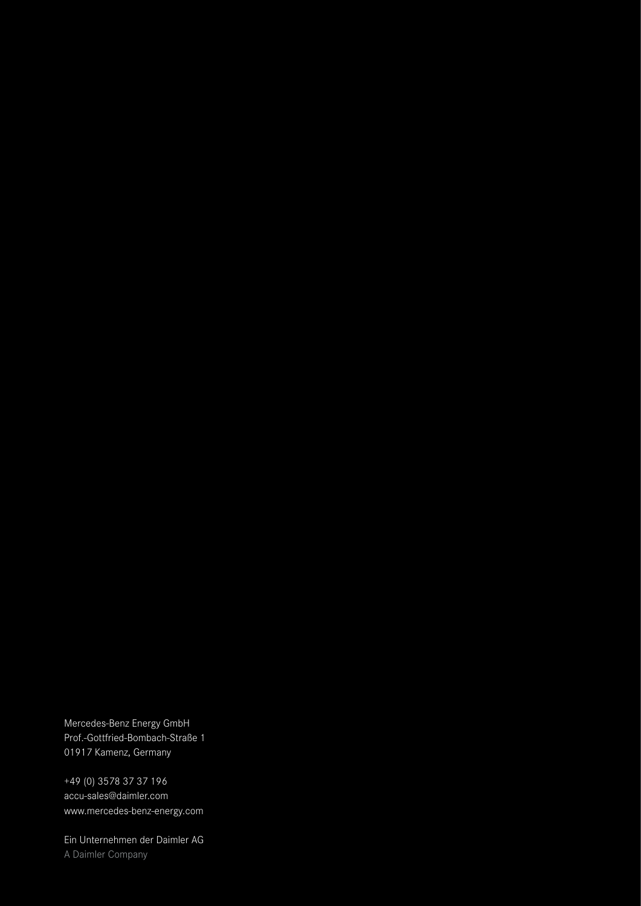Mercedes-Benz Energy GmbH
Prof.-Gottfried-Bombach-Straße 1
01917 Kamenz, Germany

+49 (0) 3578 37 37 196
accu-sales@daimler.com
www.mercedes-benz-energy.com

Ein Unternehmen der Daimler AG
A Daimler Company